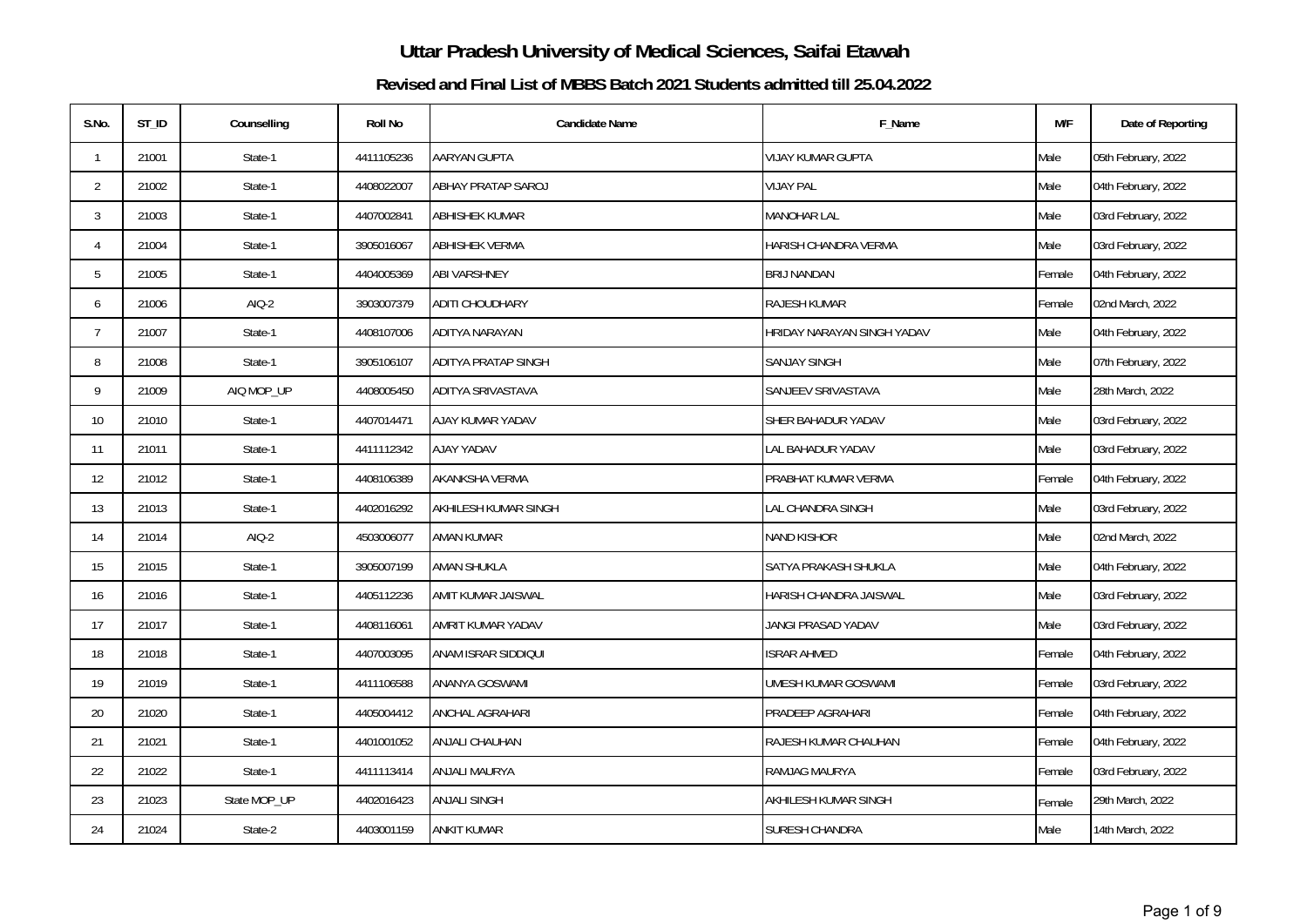# Uttar Pradesh University of Medical Sciences, Saifai Etawah

## Revised and Final List of MBBS Batch 2021 Students admitted till 25.04.2022

| S.No. | ST_ID | Counselling | Roll No | Candidate Name | F_Name | M/F | Date of Reporting |
|---|---|---|---|---|---|---|---|
| 1 | 21001 | State-1 | 4411105236 | AARYAN GUPTA | VIJAY KUMAR GUPTA | Male | 05th February, 2022 |
| 2 | 21002 | State-1 | 4408022007 | ABHAY PRATAP SAROJ | VIJAY PAL | Male | 04th February, 2022 |
| 3 | 21003 | State-1 | 4407002841 | ABHISHEK KUMAR | MANOHAR LAL | Male | 03rd February, 2022 |
| 4 | 21004 | State-1 | 3905016067 | ABHISHEK VERMA | HARISH CHANDRA VERMA | Male | 03rd February, 2022 |
| 5 | 21005 | State-1 | 4404005369 | ABI VARSHNEY | BRIJ NANDAN | Female | 04th February, 2022 |
| 6 | 21006 | AIQ-2 | 3903007379 | ADITI CHOUDHARY | RAJESH KUMAR | Female | 02nd March, 2022 |
| 7 | 21007 | State-1 | 4408107006 | ADITYA NARAYAN | HRIDAY NARAYAN SINGH YADAV | Male | 04th February, 2022 |
| 8 | 21008 | State-1 | 3905106107 | ADITYA PRATAP SINGH | SANJAY SINGH | Male | 07th February, 2022 |
| 9 | 21009 | AIQ MOP_UP | 4408005450 | ADITYA SRIVASTAVA | SANJEEV SRIVASTAVA | Male | 28th March, 2022 |
| 10 | 21010 | State-1 | 4407014471 | AJAY KUMAR YADAV | SHER BAHADUR YADAV | Male | 03rd February, 2022 |
| 11 | 21011 | State-1 | 4411112342 | AJAY YADAV | LAL BAHADUR YADAV | Male | 03rd February, 2022 |
| 12 | 21012 | State-1 | 4408106389 | AKANKSHA VERMA | PRABHAT KUMAR VERMA | Female | 04th February, 2022 |
| 13 | 21013 | State-1 | 4402016292 | AKHILESH KUMAR SINGH | LAL CHANDRA SINGH | Male | 03rd February, 2022 |
| 14 | 21014 | AIQ-2 | 4503006077 | AMAN KUMAR | NAND KISHOR | Male | 02nd March, 2022 |
| 15 | 21015 | State-1 | 3905007199 | AMAN SHUKLA | SATYA PRAKASH SHUKLA | Male | 04th February, 2022 |
| 16 | 21016 | State-1 | 4405112236 | AMIT KUMAR JAISWAL | HARISH CHANDRA JAISWAL | Male | 03rd February, 2022 |
| 17 | 21017 | State-1 | 4408116061 | AMRIT KUMAR YADAV | JANGI PRASAD YADAV | Male | 03rd February, 2022 |
| 18 | 21018 | State-1 | 4407003095 | ANAM ISRAR SIDDIQUI | ISRAR AHMED | Female | 04th February, 2022 |
| 19 | 21019 | State-1 | 4411106588 | ANANYA GOSWAMI | UMESH KUMAR GOSWAMI | Female | 03rd February, 2022 |
| 20 | 21020 | State-1 | 4405004412 | ANCHAL AGRAHARI | PRADEEP AGRAHARI | Female | 04th February, 2022 |
| 21 | 21021 | State-1 | 4401001052 | ANJALI CHAUHAN | RAJESH KUMAR CHAUHAN | Female | 04th February, 2022 |
| 22 | 21022 | State-1 | 4411113414 | ANJALI MAURYA | RAMJAG MAURYA | Female | 03rd February, 2022 |
| 23 | 21023 | State MOP_UP | 4402016423 | ANJALI SINGH | AKHILESH KUMAR SINGH | Female | 29th March, 2022 |
| 24 | 21024 | State-2 | 4403001159 | ANKIT KUMAR | SURESH CHANDRA | Male | 14th March, 2022 |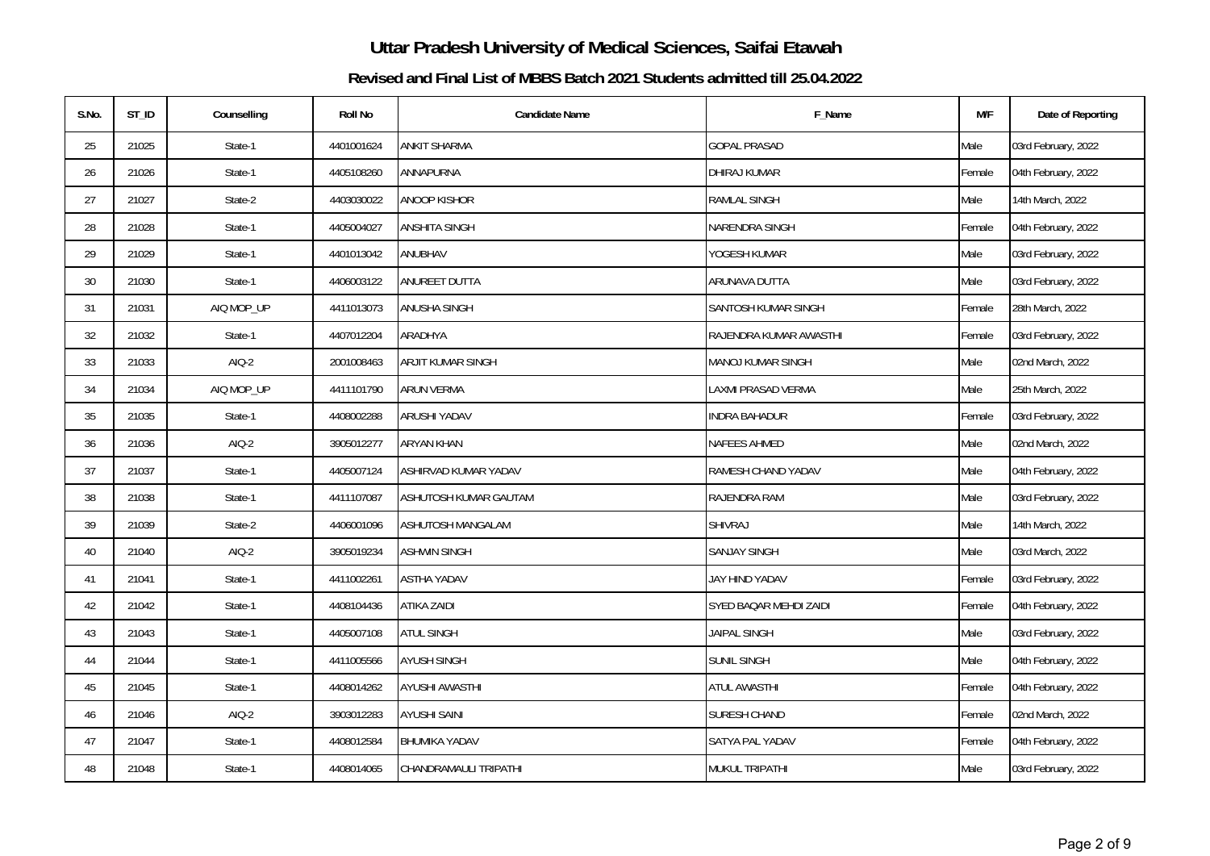# Uttar Pradesh University of Medical Sciences, Saifai Etawah

## Revised and Final List of MBBS Batch 2021 Students admitted till 25.04.2022

| S.No. | ST_ID | Counselling | Roll No | Candidate Name | F_Name | M/F | Date of Reporting |
|---|---|---|---|---|---|---|---|
| 25 | 21025 | State-1 | 4401001624 | ANKIT SHARMA | GOPAL PRASAD | Male | 03rd February, 2022 |
| 26 | 21026 | State-1 | 4405108260 | ANNAPURNA | DHIRAJ KUMAR | Female | 04th February, 2022 |
| 27 | 21027 | State-2 | 4403030022 | ANOOP KISHOR | RAMLAL SINGH | Male | 14th March, 2022 |
| 28 | 21028 | State-1 | 4405004027 | ANSHITA SINGH | NARENDRA SINGH | Female | 04th February, 2022 |
| 29 | 21029 | State-1 | 4401013042 | ANUBHAV | YOGESH KUMAR | Male | 03rd February, 2022 |
| 30 | 21030 | State-1 | 4406003122 | ANUREET DUTTA | ARUNAVA DUTTA | Male | 03rd February, 2022 |
| 31 | 21031 | AIQ MOP_UP | 4411013073 | ANUSHA SINGH | SANTOSH KUMAR SINGH | Female | 28th March, 2022 |
| 32 | 21032 | State-1 | 4407012204 | ARADHYA | RAJENDRA KUMAR AWASTHI | Female | 03rd February, 2022 |
| 33 | 21033 | AIQ-2 | 2001008463 | ARJIT KUMAR SINGH | MANOJ KUMAR SINGH | Male | 02nd March, 2022 |
| 34 | 21034 | AIQ MOP_UP | 4411101790 | ARUN VERMA | LAXMI PRASAD VERMA | Male | 25th March, 2022 |
| 35 | 21035 | State-1 | 4408002288 | ARUSHI YADAV | INDRA BAHADUR | Female | 03rd February, 2022 |
| 36 | 21036 | AIQ-2 | 3905012277 | ARYAN KHAN | NAFEES AHMED | Male | 02nd March, 2022 |
| 37 | 21037 | State-1 | 4405007124 | ASHIRVAD KUMAR YADAV | RAMESH CHAND YADAV | Male | 04th February, 2022 |
| 38 | 21038 | State-1 | 4411107087 | ASHUTOSH KUMAR GAUTAM | RAJENDRA RAM | Male | 03rd February, 2022 |
| 39 | 21039 | State-2 | 4406001096 | ASHUTOSH MANGALAM | SHIVRAJ | Male | 14th March, 2022 |
| 40 | 21040 | AIQ-2 | 3905019234 | ASHWIN SINGH | SANJAY SINGH | Male | 03rd March, 2022 |
| 41 | 21041 | State-1 | 4411002261 | ASTHA YADAV | JAY HIND YADAV | Female | 03rd February, 2022 |
| 42 | 21042 | State-1 | 4408104436 | ATIKA ZAIDI | SYED BAQAR MEHDI ZAIDI | Female | 04th February, 2022 |
| 43 | 21043 | State-1 | 4405007108 | ATUL SINGH | JAIPAL SINGH | Male | 03rd February, 2022 |
| 44 | 21044 | State-1 | 4411005566 | AYUSH SINGH | SUNIL SINGH | Male | 04th February, 2022 |
| 45 | 21045 | State-1 | 4408014262 | AYUSHI AWASTHI | ATUL AWASTHI | Female | 04th February, 2022 |
| 46 | 21046 | AIQ-2 | 3903012283 | AYUSHI SAINI | SURESH CHAND | Female | 02nd March, 2022 |
| 47 | 21047 | State-1 | 4408012584 | BHUMIKA YADAV | SATYA PAL YADAV | Female | 04th February, 2022 |
| 48 | 21048 | State-1 | 4408014065 | CHANDRAMAULI TRIPATHI | MUKUL TRIPATHI | Male | 03rd February, 2022 |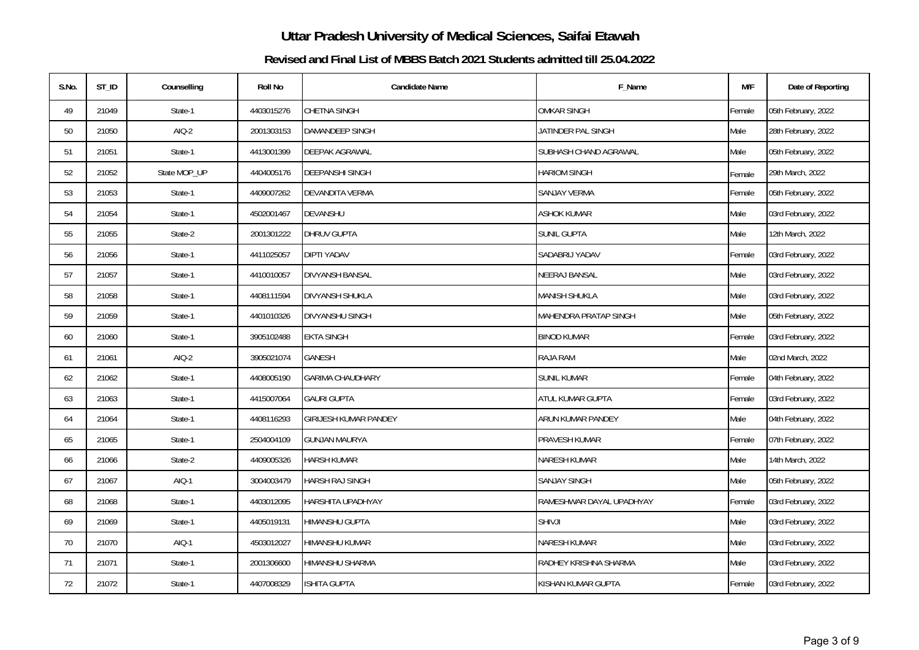# Uttar Pradesh University of Medical Sciences, Saifai Etawah

## Revised and Final List of MBBS Batch 2021 Students admitted till 25.04.2022

| S.No. | ST_ID | Counselling | Roll No | Candidate Name | F_Name | M/F | Date of Reporting |
|---|---|---|---|---|---|---|---|
| 49 | 21049 | State-1 | 4403015276 | CHETNA SINGH | OMKAR SINGH | Female | 05th February, 2022 |
| 50 | 21050 | AIQ-2 | 2001303153 | DAMANDEEP SINGH | JATINDER PAL SINGH | Male | 28th February, 2022 |
| 51 | 21051 | State-1 | 4413001399 | DEEPAK AGRAWAL | SUBHASH CHAND AGRAWAL | Male | 05th February, 2022 |
| 52 | 21052 | State MOP_UP | 4404005176 | DEEPANSHI SINGH | HARIOM SINGH | Female | 29th March, 2022 |
| 53 | 21053 | State-1 | 4409007262 | DEVANDITA VERMA | SANJAY VERMA | Female | 05th February, 2022 |
| 54 | 21054 | State-1 | 4502001467 | DEVANSHU | ASHOK KUMAR | Male | 03rd February, 2022 |
| 55 | 21055 | State-2 | 2001301222 | DHRUV GUPTA | SUNIL GUPTA | Male | 12th March, 2022 |
| 56 | 21056 | State-1 | 4411025057 | DIPTI YADAV | SADABRIJ YADAV | Female | 03rd February, 2022 |
| 57 | 21057 | State-1 | 4410010057 | DIVYANSH BANSAL | NEERAJ BANSAL | Male | 03rd February, 2022 |
| 58 | 21058 | State-1 | 4408111594 | DIVYANSH SHUKLA | MANISH SHUKLA | Male | 03rd February, 2022 |
| 59 | 21059 | State-1 | 4401010326 | DIVYANSHU SINGH | MAHENDRA PRATAP SINGH | Male | 05th February, 2022 |
| 60 | 21060 | State-1 | 3905102488 | EKTA SINGH | BINOD KUMAR | Female | 03rd February, 2022 |
| 61 | 21061 | AIQ-2 | 3905021074 | GANESH | RAJA RAM | Male | 02nd March, 2022 |
| 62 | 21062 | State-1 | 4408005190 | GARIMA CHAUDHARY | SUNIL KUMAR | Female | 04th February, 2022 |
| 63 | 21063 | State-1 | 4415007064 | GAURI GUPTA | ATUL KUMAR GUPTA | Female | 03rd February, 2022 |
| 64 | 21064 | State-1 | 4408116293 | GIRIJESH KUMAR PANDEY | ARUN KUMAR PANDEY | Male | 04th February, 2022 |
| 65 | 21065 | State-1 | 2504004109 | GUNJAN MAURYA | PRAVESH KUMAR | Female | 07th February, 2022 |
| 66 | 21066 | State-2 | 4409005326 | HARSH KUMAR | NARESH KUMAR | Male | 14th March, 2022 |
| 67 | 21067 | AIQ-1 | 3004003479 | HARSH RAJ SINGH | SANJAY SINGH | Male | 05th February, 2022 |
| 68 | 21068 | State-1 | 4403012095 | HARSHITA UPADHYAY | RAMESHWAR DAYAL UPADHYAY | Female | 03rd February, 2022 |
| 69 | 21069 | State-1 | 4405019131 | HIMANSHU GUPTA | SHIVJI | Male | 03rd February, 2022 |
| 70 | 21070 | AIQ-1 | 4503012027 | HIMANSHU KUMAR | NARESH KUMAR | Male | 03rd February, 2022 |
| 71 | 21071 | State-1 | 2001306600 | HIMANSHU SHARMA | RADHEY KRISHNA SHARMA | Male | 03rd February, 2022 |
| 72 | 21072 | State-1 | 4407008329 | ISHITA GUPTA | KISHAN KUMAR GUPTA | Female | 03rd February, 2022 |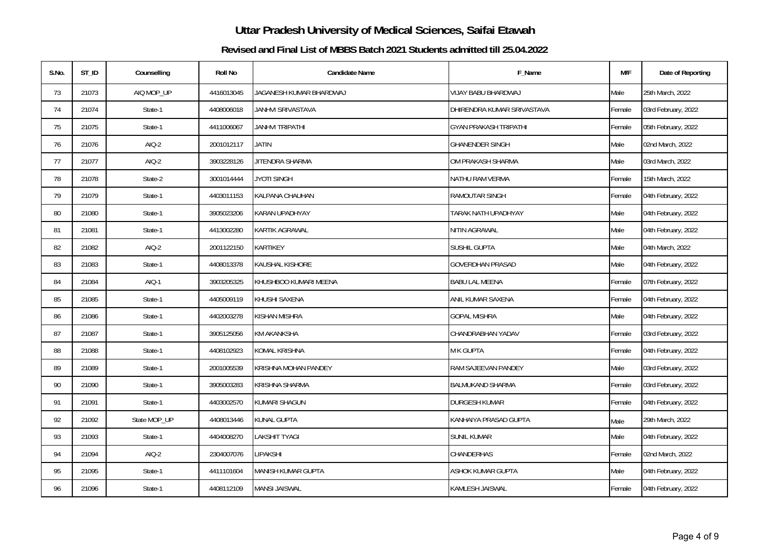# Uttar Pradesh University of Medical Sciences, Saifai Etawah

## Revised and Final List of MBBS Batch 2021 Students admitted till 25.04.2022

| S.No. | ST_ID | Counselling | Roll No | Candidate Name | F_Name | M/F | Date of Reporting |
|---|---|---|---|---|---|---|---|
| 73 | 21073 | AIQ MOP_UP | 4416013045 | JAGANESH KUMAR BHARDWAJ | VIJAY BABU BHARDWAJ | Male | 25th March, 2022 |
| 74 | 21074 | State-1 | 4408006018 | JANHVI SRIVASTAVA | DHIRENDRA KUMAR SRIVASTAVA | Female | 03rd February, 2022 |
| 75 | 21075 | State-1 | 4411006067 | JANHVI TRIPATHI | GYAN PRAKASH TRIPATHI | Female | 05th February, 2022 |
| 76 | 21076 | AIQ-2 | 2001012117 | JATIN | GHANENDER SINGH | Male | 02nd March, 2022 |
| 77 | 21077 | AIQ-2 | 3903228126 | JITENDRA SHARMA | OM PRAKASH SHARMA | Male | 03rd March, 2022 |
| 78 | 21078 | State-2 | 3001014444 | JYOTI SINGH | NATHU RAM VERMA | Female | 15th March, 2022 |
| 79 | 21079 | State-1 | 4403011153 | KALPANA CHAUHAN | RAMOUTAR SINGH | Female | 04th February, 2022 |
| 80 | 21080 | State-1 | 3905023206 | KARAN UPADHYAY | TARAK NATH UPADHYAY | Male | 04th February, 2022 |
| 81 | 21081 | State-1 | 4413002280 | KARTIK AGRAWAL | NITIN AGRAWAL | Male | 04th February, 2022 |
| 82 | 21082 | AIQ-2 | 2001122150 | KARTIKEY | SUSHIL GUPTA | Male | 04th March, 2022 |
| 83 | 21083 | State-1 | 4408013378 | KAUSHAL KISHORE | GOVERDHAN PRASAD | Male | 04th February, 2022 |
| 84 | 21084 | AIQ-1 | 3903205325 | KHUSHBOO KUMARI MEENA | BABU LAL MEENA | Female | 07th February, 2022 |
| 85 | 21085 | State-1 | 4405009119 | KHUSHI SAXENA | ANIL KUMAR SAXENA | Female | 04th February, 2022 |
| 86 | 21086 | State-1 | 4402003278 | KISHAN MISHRA | GOPAL MISHRA | Male | 04th February, 2022 |
| 87 | 21087 | State-1 | 3905125056 | KM AKANKSHA | CHANDRABHAN YADAV | Female | 03rd February, 2022 |
| 88 | 21088 | State-1 | 4408102923 | KOMAL KRISHNA | M K GUPTA | Female | 04th February, 2022 |
| 89 | 21089 | State-1 | 2001005539 | KRISHNA MOHAN PANDEY | RAM SAJEEVAN PANDEY | Male | 03rd February, 2022 |
| 90 | 21090 | State-1 | 3905003283 | KRISHNA SHARMA | BALMUKAND SHARMA | Female | 03rd February, 2022 |
| 91 | 21091 | State-1 | 4403002570 | KUMARI SHAGUN | DURGESH KUMAR | Female | 04th February, 2022 |
| 92 | 21092 | State MOP_UP | 4408013446 | KUNAL GUPTA | KANHAIYA PRASAD GUPTA | Male | 29th March, 2022 |
| 93 | 21093 | State-1 | 4404008270 | LAKSHIT TYAGI | SUNIL KUMAR | Male | 04th February, 2022 |
| 94 | 21094 | AIQ-2 | 2304007076 | LIPAKSHI | CHANDERHAS | Female | 02nd March, 2022 |
| 95 | 21095 | State-1 | 4411101604 | MANISH KUMAR GUPTA | ASHOK KUMAR GUPTA | Male | 04th February, 2022 |
| 96 | 21096 | State-1 | 4408112109 | MANSI JAISWAL | KAMLESH JAISWAL | Female | 04th February, 2022 |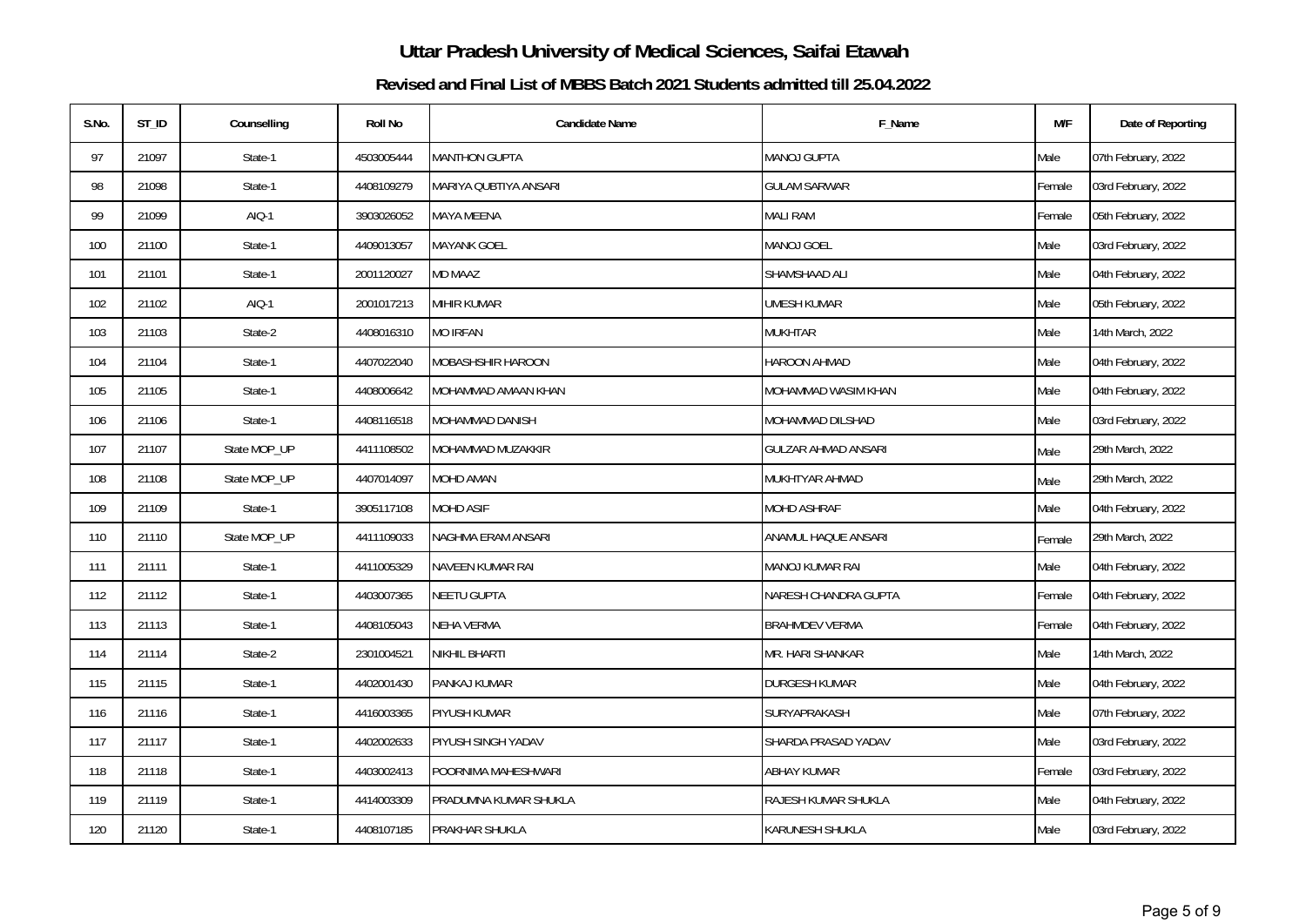# Uttar Pradesh University of Medical Sciences, Saifai Etawah

## Revised and Final List of MBBS Batch 2021 Students admitted till 25.04.2022

| S.No. | ST_ID | Counselling | Roll No | Candidate Name | F_Name | M/F | Date of Reporting |
|---|---|---|---|---|---|---|---|
| 97 | 21097 | State-1 | 4503005444 | MANTHON GUPTA | MANOJ GUPTA | Male | 07th February, 2022 |
| 98 | 21098 | State-1 | 4408109279 | MARIYA QUBTIYA ANSARI | GULAM SARWAR | Female | 03rd February, 2022 |
| 99 | 21099 | AIQ-1 | 3903026052 | MAYA MEENA | MALI RAM | Female | 05th February, 2022 |
| 100 | 21100 | State-1 | 4409013057 | MAYANK GOEL | MANOJ GOEL | Male | 03rd February, 2022 |
| 101 | 21101 | State-1 | 2001120027 | MD MAAZ | SHAMSHAAD ALI | Male | 04th February, 2022 |
| 102 | 21102 | AIQ-1 | 2001017213 | MIHIR KUMAR | UMESH KUMAR | Male | 05th February, 2022 |
| 103 | 21103 | State-2 | 4408016310 | MO IRFAN | MUKHTAR | Male | 14th March, 2022 |
| 104 | 21104 | State-1 | 4407022040 | MOBASHSHIR HAROON | HAROON AHMAD | Male | 04th February, 2022 |
| 105 | 21105 | State-1 | 4408006642 | MOHAMMAD AMAAN KHAN | MOHAMMAD WASIM KHAN | Male | 04th February, 2022 |
| 106 | 21106 | State-1 | 4408116518 | MOHAMMAD DANISH | MOHAMMAD DILSHAD | Male | 03rd February, 2022 |
| 107 | 21107 | State MOP_UP | 4411108502 | MOHAMMAD MUZAKKIR | GULZAR AHMAD ANSARI | Male | 29th March, 2022 |
| 108 | 21108 | State MOP_UP | 4407014097 | MOHD AMAN | MUKHTYAR AHMAD | Male | 29th March, 2022 |
| 109 | 21109 | State-1 | 3905117108 | MOHD ASIF | MOHD ASHRAF | Male | 04th February, 2022 |
| 110 | 21110 | State MOP_UP | 4411109033 | NAGHMA ERAM ANSARI | ANAMUL HAQUE ANSARI | Female | 29th March, 2022 |
| 111 | 21111 | State-1 | 4411005329 | NAVEEN KUMAR RAI | MANOJ KUMAR RAI | Male | 04th February, 2022 |
| 112 | 21112 | State-1 | 4403007365 | NEETU GUPTA | NARESH CHANDRA GUPTA | Female | 04th February, 2022 |
| 113 | 21113 | State-1 | 4408105043 | NEHA VERMA | BRAHMDEV VERMA | Female | 04th February, 2022 |
| 114 | 21114 | State-2 | 2301004521 | NIKHIL BHARTI | MR. HARI SHANKAR | Male | 14th March, 2022 |
| 115 | 21115 | State-1 | 4402001430 | PANKAJ KUMAR | DURGESH KUMAR | Male | 04th February, 2022 |
| 116 | 21116 | State-1 | 4416003365 | PIYUSH KUMAR | SURYAPRAKASH | Male | 07th February, 2022 |
| 117 | 21117 | State-1 | 4402002633 | PIYUSH SINGH YADAV | SHARDA PRASAD YADAV | Male | 03rd February, 2022 |
| 118 | 21118 | State-1 | 4403002413 | POORNIMA MAHESHWARI | ABHAY KUMAR | Female | 03rd February, 2022 |
| 119 | 21119 | State-1 | 4414003309 | PRADUMNA KUMAR SHUKLA | RAJESH KUMAR SHUKLA | Male | 04th February, 2022 |
| 120 | 21120 | State-1 | 4408107185 | PRAKHAR SHUKLA | KARUNESH SHUKLA | Male | 03rd February, 2022 |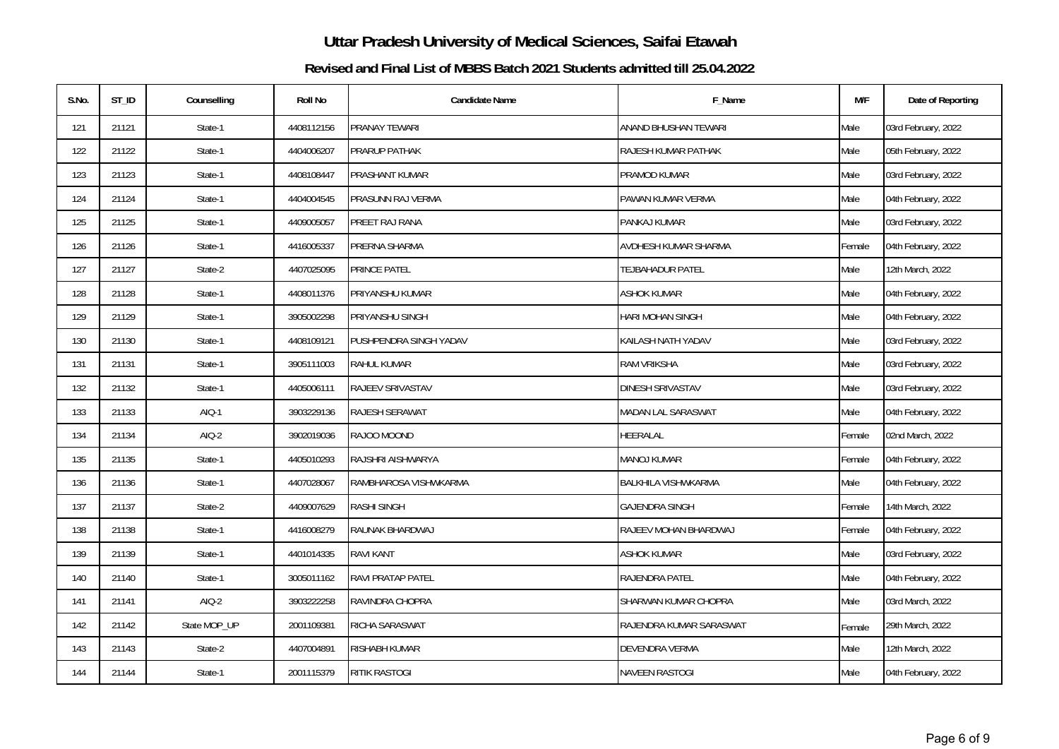# Uttar Pradesh University of Medical Sciences, Saifai Etawah

## Revised and Final List of MBBS Batch 2021 Students admitted till 25.04.2022

| S.No. | ST_ID | Counselling | Roll No | Candidate Name | F_Name | M/F | Date of Reporting |
|---|---|---|---|---|---|---|---|
| 121 | 21121 | State-1 | 4408112156 | PRANAY TEWARI | ANAND BHUSHAN TEWARI | Male | 03rd February, 2022 |
| 122 | 21122 | State-1 | 4404006207 | PRARUP PATHAK | RAJESH KUMAR PATHAK | Male | 05th February, 2022 |
| 123 | 21123 | State-1 | 4408108447 | PRASHANT KUMAR | PRAMOD KUMAR | Male | 03rd February, 2022 |
| 124 | 21124 | State-1 | 4404004545 | PRASUNN RAJ VERMA | PAWAN KUMAR VERMA | Male | 04th February, 2022 |
| 125 | 21125 | State-1 | 4409005057 | PREET RAJ RANA | PANKAJ KUMAR | Male | 03rd February, 2022 |
| 126 | 21126 | State-1 | 4416005337 | PRERNA SHARMA | AVDHESH KUMAR SHARMA | Female | 04th February, 2022 |
| 127 | 21127 | State-2 | 4407025095 | PRINCE PATEL | TEJBAHADUR PATEL | Male | 12th March, 2022 |
| 128 | 21128 | State-1 | 4408011376 | PRIYANSHU KUMAR | ASHOK KUMAR | Male | 04th February, 2022 |
| 129 | 21129 | State-1 | 3905002298 | PRIYANSHU SINGH | HARI MOHAN SINGH | Male | 04th February, 2022 |
| 130 | 21130 | State-1 | 4408109121 | PUSHPENDRA SINGH YADAV | KAILASH NATH YADAV | Male | 03rd February, 2022 |
| 131 | 21131 | State-1 | 3905111003 | RAHUL KUMAR | RAM VRIKSHA | Male | 03rd February, 2022 |
| 132 | 21132 | State-1 | 4405006111 | RAJEEV SRIVASTAV | DINESH SRIVASTAV | Male | 03rd February, 2022 |
| 133 | 21133 | AIQ-1 | 3903229136 | RAJESH SERAWAT | MADAN LAL SARASWAT | Male | 04th February, 2022 |
| 134 | 21134 | AIQ-2 | 3902019036 | RAJOO MOOND | HEERALAL | Female | 02nd March, 2022 |
| 135 | 21135 | State-1 | 4405010293 | RAJSHRI AISHWARYA | MANOJ KUMAR | Female | 04th February, 2022 |
| 136 | 21136 | State-1 | 4407028067 | RAMBHAROSA VISHWKARMA | BALKHILA VISHWKARMA | Male | 04th February, 2022 |
| 137 | 21137 | State-2 | 4409007629 | RASHI SINGH | GAJENDRA SINGH | Female | 14th March, 2022 |
| 138 | 21138 | State-1 | 4416008279 | RAUNAK BHARDWAJ | RAJEEV MOHAN BHARDWAJ | Female | 04th February, 2022 |
| 139 | 21139 | State-1 | 4401014335 | RAVI KANT | ASHOK KUMAR | Male | 03rd February, 2022 |
| 140 | 21140 | State-1 | 3005011162 | RAVI PRATAP PATEL | RAJENDRA PATEL | Male | 04th February, 2022 |
| 141 | 21141 | AIQ-2 | 3903222258 | RAVINDRA CHOPRA | SHARWAN KUMAR CHOPRA | Male | 03rd March, 2022 |
| 142 | 21142 | State MOP_UP | 2001109381 | RICHA SARASWAT | RAJENDRA KUMAR SARASWAT | Female | 29th March, 2022 |
| 143 | 21143 | State-2 | 4407004891 | RISHABH KUMAR | DEVENDRA VERMA | Male | 12th March, 2022 |
| 144 | 21144 | State-1 | 2001115379 | RITIK RASTOGI | NAVEEN RASTOGI | Male | 04th February, 2022 |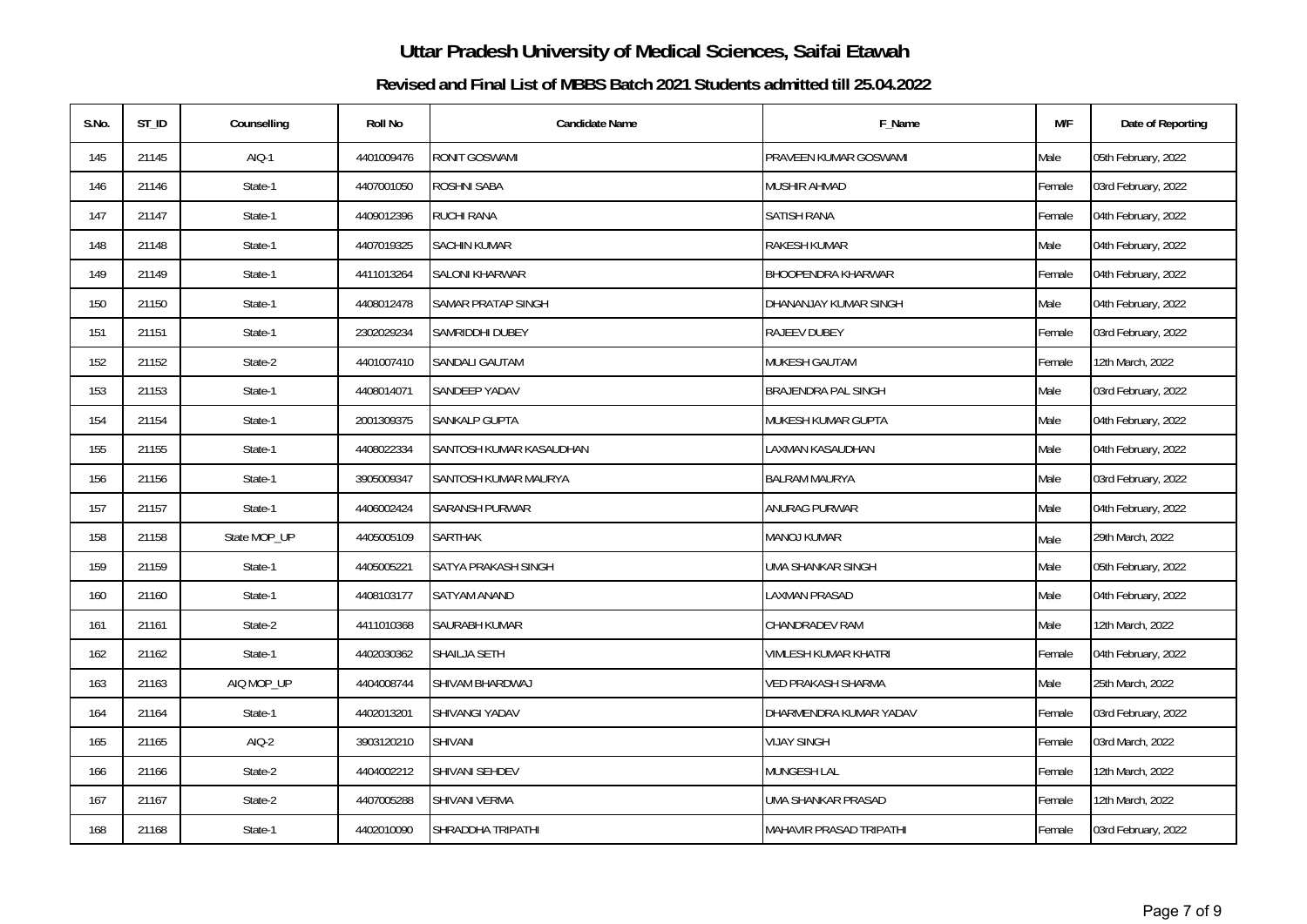# Uttar Pradesh University of Medical Sciences, Saifai Etawah

## Revised and Final List of MBBS Batch 2021 Students admitted till 25.04.2022

| S.No. | ST_ID | Counselling | Roll No | Candidate Name | F_Name | M/F | Date of Reporting |
|---|---|---|---|---|---|---|---|
| 145 | 21145 | AIQ-1 | 4401009476 | RONIT GOSWAMI | PRAVEEN KUMAR GOSWAMI | Male | 05th February, 2022 |
| 146 | 21146 | State-1 | 4407001050 | ROSHNI SABA | MUSHIR AHMAD | Female | 03rd February, 2022 |
| 147 | 21147 | State-1 | 4409012396 | RUCHI RANA | SATISH RANA | Female | 04th February, 2022 |
| 148 | 21148 | State-1 | 4407019325 | SACHIN KUMAR | RAKESH KUMAR | Male | 04th February, 2022 |
| 149 | 21149 | State-1 | 4411013264 | SALONI KHARWAR | BHOOPENDRA KHARWAR | Female | 04th February, 2022 |
| 150 | 21150 | State-1 | 4408012478 | SAMAR PRATAP SINGH | DHANANJAY KUMAR SINGH | Male | 04th February, 2022 |
| 151 | 21151 | State-1 | 2302029234 | SAMRIDDHI DUBEY | RAJEEV DUBEY | Female | 03rd February, 2022 |
| 152 | 21152 | State-2 | 4401007410 | SANDALI GAUTAM | MUKESH GAUTAM | Female | 12th March, 2022 |
| 153 | 21153 | State-1 | 4408014071 | SANDEEP YADAV | BRAJENDRA PAL SINGH | Male | 03rd February, 2022 |
| 154 | 21154 | State-1 | 2001309375 | SANKALP GUPTA | MUKESH KUMAR GUPTA | Male | 04th February, 2022 |
| 155 | 21155 | State-1 | 4408022334 | SANTOSH KUMAR KASAUDHAN | LAXMAN KASAUDHAN | Male | 04th February, 2022 |
| 156 | 21156 | State-1 | 3905009347 | SANTOSH KUMAR MAURYA | BALRAM MAURYA | Male | 03rd February, 2022 |
| 157 | 21157 | State-1 | 4406002424 | SARANSH PURWAR | ANURAG PURWAR | Male | 04th February, 2022 |
| 158 | 21158 | State MOP_UP | 4405005109 | SARTHAK | MANOJ KUMAR | Male | 29th March, 2022 |
| 159 | 21159 | State-1 | 4405005221 | SATYA PRAKASH SINGH | UMA SHANKAR SINGH | Male | 05th February, 2022 |
| 160 | 21160 | State-1 | 4408103177 | SATYAM ANAND | LAXMAN PRASAD | Male | 04th February, 2022 |
| 161 | 21161 | State-2 | 4411010368 | SAURABH KUMAR | CHANDRADEV RAM | Male | 12th March, 2022 |
| 162 | 21162 | State-1 | 4402030362 | SHAILJA SETH | VIMLESH KUMAR KHATRI | Female | 04th February, 2022 |
| 163 | 21163 | AIQ MOP_UP | 4404008744 | SHIVAM BHARDWAJ | VED PRAKASH SHARMA | Male | 25th March, 2022 |
| 164 | 21164 | State-1 | 4402013201 | SHIVANGI YADAV | DHARMENDRA KUMAR YADAV | Female | 03rd February, 2022 |
| 165 | 21165 | AIQ-2 | 3903120210 | SHIVANI | VIJAY SINGH | Female | 03rd March, 2022 |
| 166 | 21166 | State-2 | 4404002212 | SHIVANI SEHDEV | MUNGESH LAL | Female | 12th March, 2022 |
| 167 | 21167 | State-2 | 4407005288 | SHIVANI VERMA | UMA SHANKAR PRASAD | Female | 12th March, 2022 |
| 168 | 21168 | State-1 | 4402010090 | SHRADDHA TRIPATHI | MAHAVIR PRASAD TRIPATHI | Female | 03rd February, 2022 |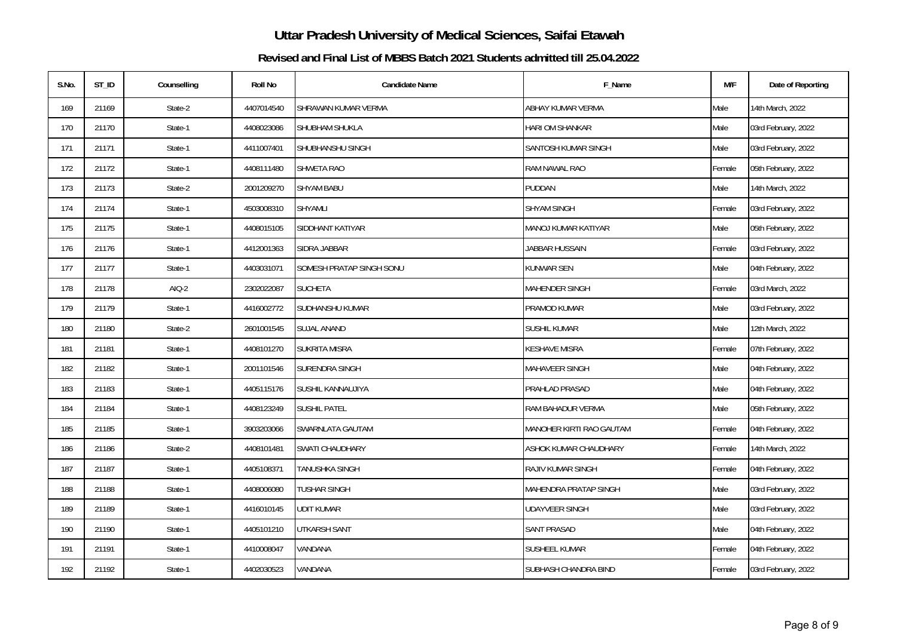# Uttar Pradesh University of Medical Sciences, Saifai Etawah

## Revised and Final List of MBBS Batch 2021 Students admitted till 25.04.2022

| S.No. | ST_ID | Counselling | Roll No | Candidate Name | F_Name | M/F | Date of Reporting |
|---|---|---|---|---|---|---|---|
| 169 | 21169 | State-2 | 4407014540 | SHRAWAN KUMAR VERMA | ABHAY KUMAR VERMA | Male | 14th March, 2022 |
| 170 | 21170 | State-1 | 4408023086 | SHUBHAM SHUKLA | HARI OM SHANKAR | Male | 03rd February, 2022 |
| 171 | 21171 | State-1 | 4411007401 | SHUBHANSHU SINGH | SANTOSH KUMAR SINGH | Male | 03rd February, 2022 |
| 172 | 21172 | State-1 | 4408111480 | SHWETA RAO | RAM NAWAL RAO | Female | 05th February, 2022 |
| 173 | 21173 | State-2 | 2001209270 | SHYAM BABU | PUDDAN | Male | 14th March, 2022 |
| 174 | 21174 | State-1 | 4503008310 | SHYAMLI | SHYAM SINGH | Female | 03rd February, 2022 |
| 175 | 21175 | State-1 | 4408015105 | SIDDHANT KATIYAR | MANOJ KUMAR KATIYAR | Male | 05th February, 2022 |
| 176 | 21176 | State-1 | 4412001363 | SIDRA JABBAR | JABBAR HUSSAIN | Female | 03rd February, 2022 |
| 177 | 21177 | State-1 | 4403031071 | SOMESH PRATAP SINGH SONU | KUNWAR SEN | Male | 04th February, 2022 |
| 178 | 21178 | AIQ-2 | 2302022087 | SUCHETA | MAHENDER SINGH | Female | 03rd March, 2022 |
| 179 | 21179 | State-1 | 4416002772 | SUDHANSHU KUMAR | PRAMOD KUMAR | Male | 03rd February, 2022 |
| 180 | 21180 | State-2 | 2601001545 | SUJAL ANAND | SUSHIL KUMAR | Male | 12th March, 2022 |
| 181 | 21181 | State-1 | 4408101270 | SUKRITA MISRA | KESHAVE MISRA | Female | 07th February, 2022 |
| 182 | 21182 | State-1 | 2001101546 | SURENDRA SINGH | MAHAVEER SINGH | Male | 04th February, 2022 |
| 183 | 21183 | State-1 | 4405115176 | SUSHIL KANNAUJIYA | PRAHLAD PRASAD | Male | 04th February, 2022 |
| 184 | 21184 | State-1 | 4408123249 | SUSHIL PATEL | RAM BAHADUR VERMA | Male | 05th February, 2022 |
| 185 | 21185 | State-1 | 3903203066 | SWARNLATA GAUTAM | MANOHER KIRTI RAO GAUTAM | Female | 04th February, 2022 |
| 186 | 21186 | State-2 | 4408101481 | SWATI CHAUDHARY | ASHOK KUMAR CHAUDHARY | Female | 14th March, 2022 |
| 187 | 21187 | State-1 | 4405108371 | TANUSHKA SINGH | RAJIV KUMAR SINGH | Female | 04th February, 2022 |
| 188 | 21188 | State-1 | 4408006080 | TUSHAR SINGH | MAHENDRA PRATAP SINGH | Male | 03rd February, 2022 |
| 189 | 21189 | State-1 | 4416010145 | UDIT KUMAR | UDAYVEER SINGH | Male | 03rd February, 2022 |
| 190 | 21190 | State-1 | 4405101210 | UTKARSH SANT | SANT PRASAD | Male | 04th February, 2022 |
| 191 | 21191 | State-1 | 4410008047 | VANDANA | SUSHEEL KUMAR | Female | 04th February, 2022 |
| 192 | 21192 | State-1 | 4402030523 | VANDANA | SUBHASH CHANDRA BIND | Female | 03rd February, 2022 |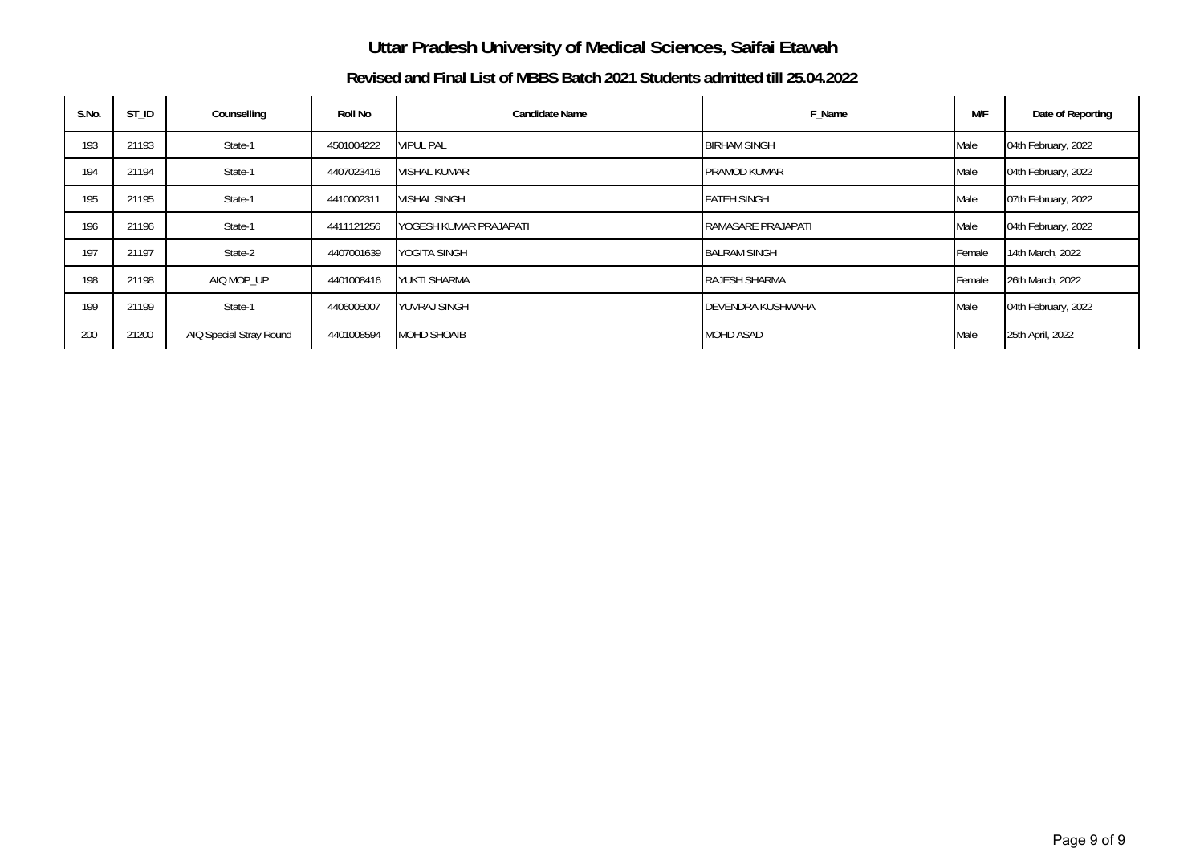# Uttar Pradesh University of Medical Sciences, Saifai Etawah

## Revised and Final List of MBBS Batch 2021 Students admitted till 25.04.2022

| S.No. | ST_ID | Counselling | Roll No | Candidate Name | F_Name | M/F | Date of Reporting |
|---|---|---|---|---|---|---|---|
| 193 | 21193 | State-1 | 4501004222 | VIPUL PAL | BIRHAM SINGH | Male | 04th February, 2022 |
| 194 | 21194 | State-1 | 4407023416 | VISHAL KUMAR | PRAMOD KUMAR | Male | 04th February, 2022 |
| 195 | 21195 | State-1 | 4410002311 | VISHAL SINGH | FATEH SINGH | Male | 07th February, 2022 |
| 196 | 21196 | State-1 | 4411121256 | YOGESH KUMAR PRAJAPATI | RAMASARE PRAJAPATI | Male | 04th February, 2022 |
| 197 | 21197 | State-2 | 4407001639 | YOGITA SINGH | BALRAM SINGH | Female | 14th March, 2022 |
| 198 | 21198 | AIQ MOP_UP | 4401008416 | YUKTI SHARMA | RAJESH SHARMA | Female | 26th March, 2022 |
| 199 | 21199 | State-1 | 4406005007 | YUVRAJ SINGH | DEVENDRA KUSHWAHA | Male | 04th February, 2022 |
| 200 | 21200 | AIQ Special Stray Round | 4401008594 | MOHD SHOAIB | MOHD ASAD | Male | 25th April, 2022 |